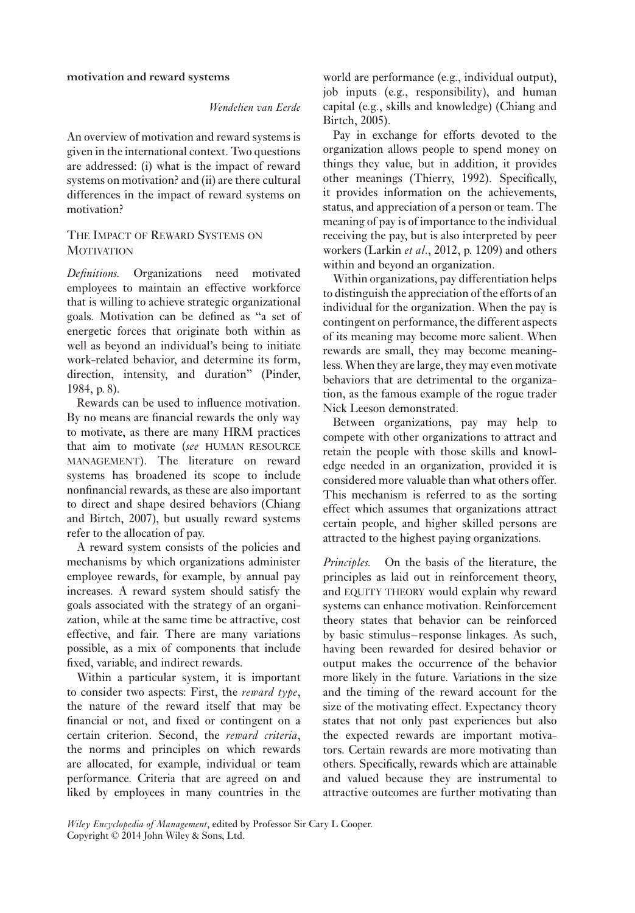# motivation and reward systems

*Wendelien van Eerde*

An overview of motivation and reward systems is given in the international context. Two questions are addressed: (i) what is the impact of reward systems on motivation? and (ii) are there cultural differences in the impact of reward systems on motivation?

## The Impact of Reward Systems on Motivation

*Definitions.* Organizations need motivated employees to maintain an effective workforce that is willing to achieve strategic organizational goals. Motivation can be defined as "a set of energetic forces that originate both within as well as beyond an individual's being to initiate work-related behavior, and determine its form, direction, intensity, and duration" (Pinder, 1984, p. 8).

Rewards can be used to influence motivation. By no means are financial rewards the only way to motivate, as there are many HRM practices that aim to motivate (*see* HUMAN RESOURCE MANAGEMENT). The literature on reward systems has broadened its scope to include nonfinancial rewards, as these are also important to direct and shape desired behaviors (Chiang and Birtch, 2007), but usually reward systems refer to the allocation of pay.

A reward system consists of the policies and mechanisms by which organizations administer employee rewards, for example, by annual pay increases. A reward system should satisfy the goals associated with the strategy of an organization, while at the same time be attractive, cost effective, and fair. There are many variations possible, as a mix of components that include fixed, variable, and indirect rewards.

Within a particular system, it is important to consider two aspects: First, the *reward type*, the nature of the reward itself that may be financial or not, and fixed or contingent on a certain criterion. Second, the *reward criteria*, the norms and principles on which rewards are allocated, for example, individual or team performance. Criteria that are agreed on and liked by employees in many countries in the world are performance (e.g., individual output), job inputs (e.g., responsibility), and human capital (e.g., skills and knowledge) (Chiang and Birtch, 2005).

Pay in exchange for efforts devoted to the organization allows people to spend money on things they value, but in addition, it provides other meanings (Thierry, 1992). Specifically, it provides information on the achievements, status, and appreciation of a person or team. The meaning of pay is of importance to the individual receiving the pay, but is also interpreted by peer workers (Larkin *et al*., 2012, p. 1209) and others within and beyond an organization.

Within organizations, pay differentiation helps to distinguish the appreciation of the efforts of an individual for the organization. When the pay is contingent on performance, the different aspects of its meaning may become more salient. When rewards are small, they may become meaningless. When they are large, they may even motivate behaviors that are detrimental to the organization, as the famous example of the rogue trader Nick Leeson demonstrated.

Between organizations, pay may help to compete with other organizations to attract and retain the people with those skills and knowledge needed in an organization, provided it is considered more valuable than what others offer. This mechanism is referred to as the sorting effect which assumes that organizations attract certain people, and higher skilled persons are attracted to the highest paying organizations.

*Principles.* On the basis of the literature, the principles as laid out in reinforcement theory, and EQUITY THEORY would explain why reward systems can enhance motivation. Reinforcement theory states that behavior can be reinforced by basic stimulus–response linkages. As such, having been rewarded for desired behavior or output makes the occurrence of the behavior more likely in the future. Variations in the size and the timing of the reward account for the size of the motivating effect. Expectancy theory states that not only past experiences but also the expected rewards are important motivators. Certain rewards are more motivating than others. Specifically, rewards which are attainable and valued because they are instrumental to attractive outcomes are further motivating than

*Wiley Encyclopedia of Management*, edited by Professor Sir Cary L Cooper.
Copyright © 2014 John Wiley & Sons, Ltd.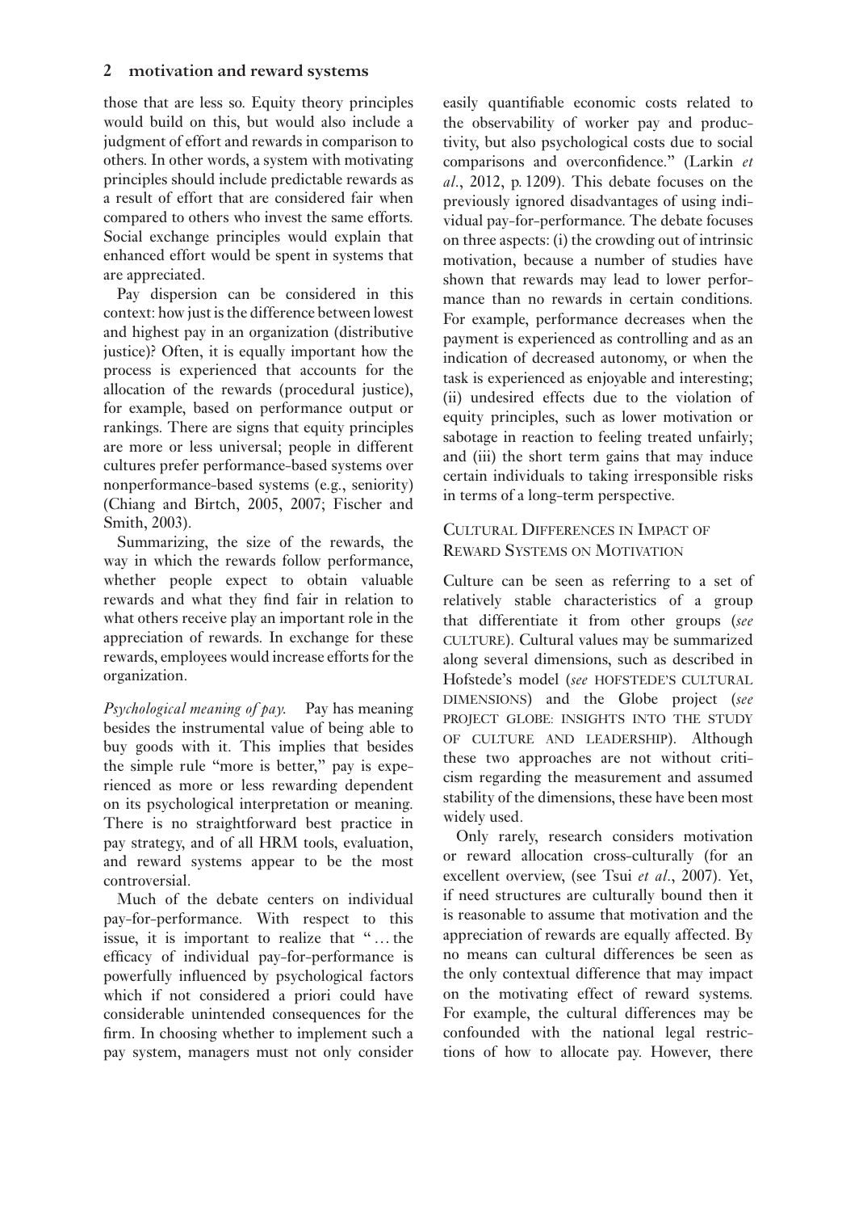those that are less so. Equity theory principles would build on this, but would also include a judgment of effort and rewards in comparison to others. In other words, a system with motivating principles should include predictable rewards as a result of effort that are considered fair when compared to others who invest the same efforts. Social exchange principles would explain that enhanced effort would be spent in systems that are appreciated.

Pay dispersion can be considered in this context: how just is the difference between lowest and highest pay in an organization (distributive justice)? Often, it is equally important how the process is experienced that accounts for the allocation of the rewards (procedural justice), for example, based on performance output or rankings. There are signs that equity principles are more or less universal; people in different cultures prefer performance-based systems over nonperformance-based systems (e.g., seniority) (Chiang and Birtch, 2005, 2007; Fischer and Smith, 2003).

Summarizing, the size of the rewards, the way in which the rewards follow performance, whether people expect to obtain valuable rewards and what they find fair in relation to what others receive play an important role in the appreciation of rewards. In exchange for these rewards, employees would increase efforts for the organization.

*Psychological meaning of pay.* Pay has meaning besides the instrumental value of being able to buy goods with it. This implies that besides the simple rule "more is better," pay is experienced as more or less rewarding dependent on its psychological interpretation or meaning. There is no straightforward best practice in pay strategy, and of all HRM tools, evaluation, and reward systems appear to be the most controversial.

Much of the debate centers on individual pay-for-performance. With respect to this issue, it is important to realize that "…the efficacy of individual pay-for-performance is powerfully influenced by psychological factors which if not considered a priori could have considerable unintended consequences for the firm. In choosing whether to implement such a pay system, managers must not only consider easily quantifiable economic costs related to the observability of worker pay and productivity, but also psychological costs due to social comparisons and overconfidence." (Larkin *et al.*, 2012, p. 1209). This debate focuses on the previously ignored disadvantages of using individual pay-for-performance. The debate focuses on three aspects: (i) the crowding out of intrinsic motivation, because a number of studies have shown that rewards may lead to lower performance than no rewards in certain conditions. For example, performance decreases when the payment is experienced as controlling and as an indication of decreased autonomy, or when the task is experienced as enjoyable and interesting; (ii) undesired effects due to the violation of equity principles, such as lower motivation or sabotage in reaction to feeling treated unfairly; and (iii) the short term gains that may induce certain individuals to taking irresponsible risks in terms of a long-term perspective.

## Cultural Differences in Impact of Reward Systems on Motivation

Culture can be seen as referring to a set of relatively stable characteristics of a group that differentiate it from other groups (*see* CULTURE). Cultural values may be summarized along several dimensions, such as described in Hofstede's model (*see* HOFSTEDE'S CULTURAL DIMENSIONS) and the Globe project (*see* PROJECT GLOBE: INSIGHTS INTO THE STUDY OF CULTURE AND LEADERSHIP). Although these two approaches are not without criticism regarding the measurement and assumed stability of the dimensions, these have been most widely used.

Only rarely, research considers motivation or reward allocation cross-culturally (for an excellent overview, (see Tsui *et al.*, 2007). Yet, if need structures are culturally bound then it is reasonable to assume that motivation and the appreciation of rewards are equally affected. By no means can cultural differences be seen as the only contextual difference that may impact on the motivating effect of reward systems. For example, the cultural differences may be confounded with the national legal restrictions of how to allocate pay. However, there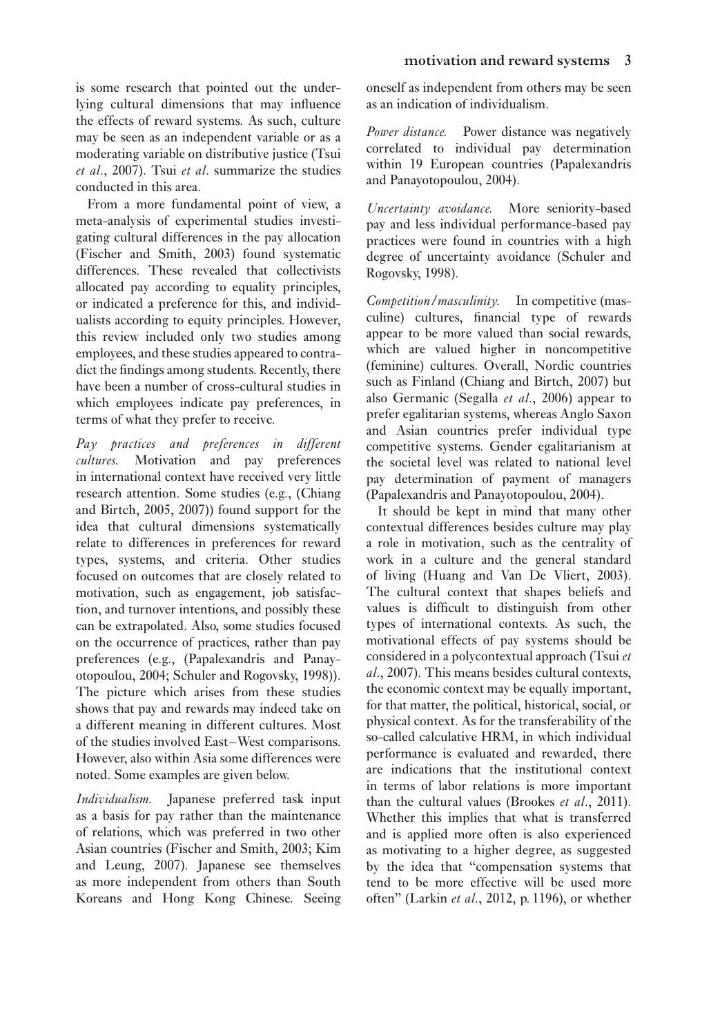is some research that pointed out the underlying cultural dimensions that may influence the effects of reward systems. As such, culture may be seen as an independent variable or as a moderating variable on distributive justice (Tsui *et al*., 2007). Tsui *et al*. summarize the studies conducted in this area.

From a more fundamental point of view, a meta-analysis of experimental studies investigating cultural differences in the pay allocation (Fischer and Smith, 2003) found systematic differences. These revealed that collectivists allocated pay according to equality principles, or indicated a preference for this, and individualists according to equity principles. However, this review included only two studies among employees, and these studies appeared to contradict the findings among students. Recently, there have been a number of cross-cultural studies in which employees indicate pay preferences, in terms of what they prefer to receive.

*Pay practices and preferences in different cultures.* Motivation and pay preferences in international context have received very little research attention. Some studies (e.g., (Chiang and Birtch, 2005, 2007)) found support for the idea that cultural dimensions systematically relate to differences in preferences for reward types, systems, and criteria. Other studies focused on outcomes that are closely related to motivation, such as engagement, job satisfaction, and turnover intentions, and possibly these can be extrapolated. Also, some studies focused on the occurrence of practices, rather than pay preferences (e.g., (Papalexandris and Panayotopoulou, 2004; Schuler and Rogovsky, 1998)). The picture which arises from these studies shows that pay and rewards may indeed take on a different meaning in different cultures. Most of the studies involved East–West comparisons. However, also within Asia some differences were noted. Some examples are given below.

*Individualism.* Japanese preferred task input as a basis for pay rather than the maintenance of relations, which was preferred in two other Asian countries (Fischer and Smith, 2003; Kim and Leung, 2007). Japanese see themselves as more independent from others than South Koreans and Hong Kong Chinese. Seeing oneself as independent from others may be seen as an indication of individualism.

*Power distance.* Power distance was negatively correlated to individual pay determination within 19 European countries (Papalexandris and Panayotopoulou, 2004).

*Uncertainty avoidance.* More seniority-based pay and less individual performance-based pay practices were found in countries with a high degree of uncertainty avoidance (Schuler and Rogovsky, 1998).

*Competition/masculinity.* In competitive (masculine) cultures, financial type of rewards appear to be more valued than social rewards, which are valued higher in noncompetitive (feminine) cultures. Overall, Nordic countries such as Finland (Chiang and Birtch, 2007) but also Germanic (Segalla *et al*., 2006) appear to prefer egalitarian systems, whereas Anglo Saxon and Asian countries prefer individual type competitive systems. Gender egalitarianism at the societal level was related to national level pay determination of payment of managers (Papalexandris and Panayotopoulou, 2004).

It should be kept in mind that many other contextual differences besides culture may play a role in motivation, such as the centrality of work in a culture and the general standard of living (Huang and Van De Vliert, 2003). The cultural context that shapes beliefs and values is difficult to distinguish from other types of international contexts. As such, the motivational effects of pay systems should be considered in a polycontextual approach (Tsui *et al*., 2007). This means besides cultural contexts, the economic context may be equally important, for that matter, the political, historical, social, or physical context. As for the transferability of the so-called calculative HRM, in which individual performance is evaluated and rewarded, there are indications that the institutional context in terms of labor relations is more important than the cultural values (Brookes *et al*., 2011). Whether this implies that what is transferred and is applied more often is also experienced as motivating to a higher degree, as suggested by the idea that "compensation systems that tend to be more effective will be used more often" (Larkin *et al*., 2012, p. 1196), or whether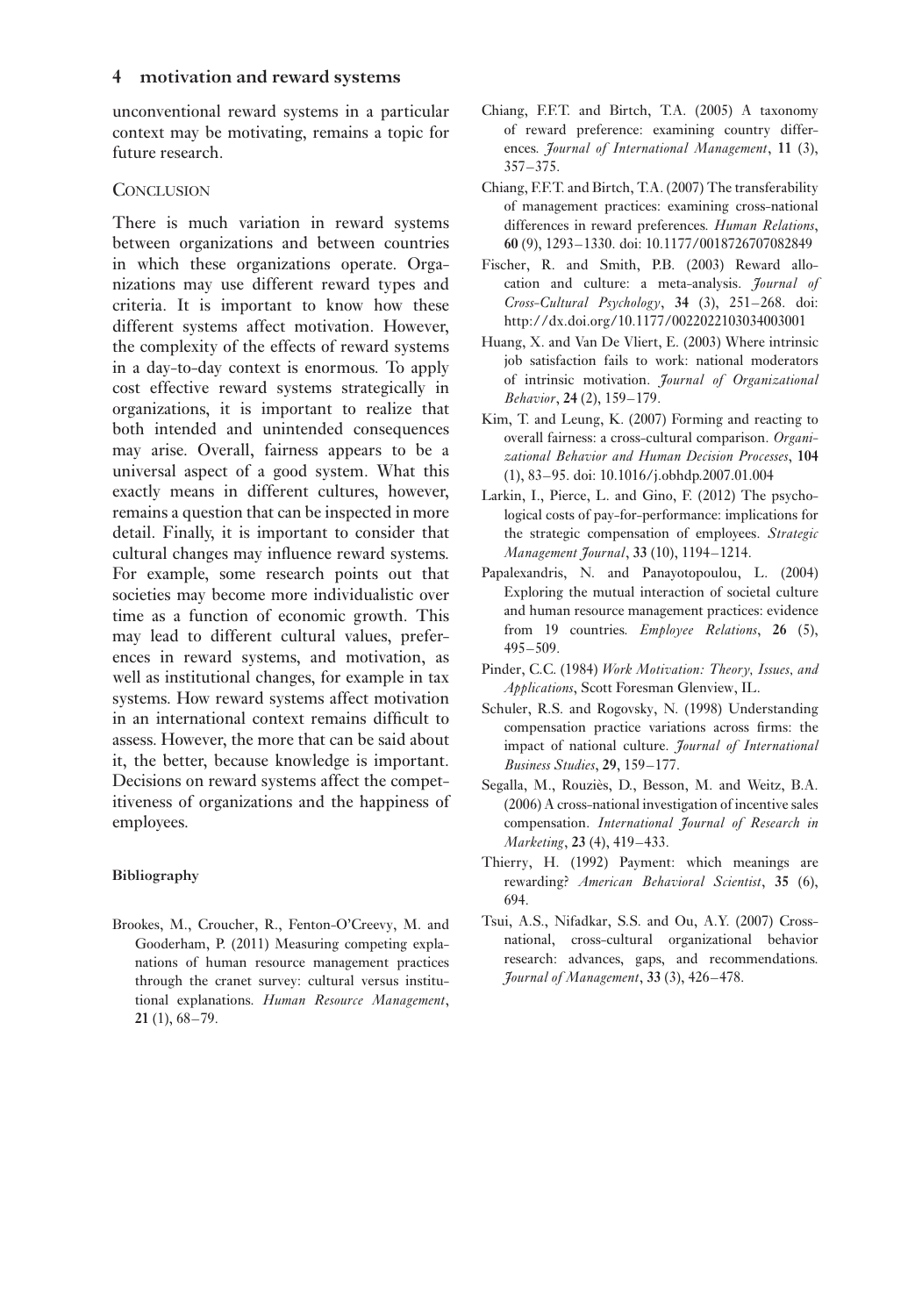unconventional reward systems in a particular context may be motivating, remains a topic for future research.

## Conclusion

There is much variation in reward systems between organizations and between countries in which these organizations operate. Organizations may use different reward types and criteria. It is important to know how these different systems affect motivation. However, the complexity of the effects of reward systems in a day-to-day context is enormous. To apply cost effective reward systems strategically in organizations, it is important to realize that both intended and unintended consequences may arise. Overall, fairness appears to be a universal aspect of a good system. What this exactly means in different cultures, however, remains a question that can be inspected in more detail. Finally, it is important to consider that cultural changes may influence reward systems. For example, some research points out that societies may become more individualistic over time as a function of economic growth. This may lead to different cultural values, preferences in reward systems, and motivation, as well as institutional changes, for example in tax systems. How reward systems affect motivation in an international context remains difficult to assess. However, the more that can be said about it, the better, because knowledge is important. Decisions on reward systems affect the competitiveness of organizations and the happiness of employees.

### Bibliography

Brookes, M., Croucher, R., Fenton-O'Creevy, M. and Gooderham, P. (2011) Measuring competing explanations of human resource management practices through the cranet survey: cultural versus institutional explanations. *Human Resource Management*, **21** (1), 68–79.

Chiang, F.F.T. and Birtch, T.A. (2005) A taxonomy of reward preference: examining country differences. *Journal of International Management*, **11** (3), 357–375.

Chiang, F.F.T. and Birtch, T.A. (2007) The transferability of management practices: examining cross-national differences in reward preferences. *Human Relations*, **60** (9), 1293–1330. doi: 10.1177/0018726707082849

Fischer, R. and Smith, P.B. (2003) Reward allocation and culture: a meta-analysis. *Journal of Cross-Cultural Psychology*, **34** (3), 251–268. doi: http://dx.doi.org/10.1177/0022022103034003001

Huang, X. and Van De Vliert, E. (2003) Where intrinsic job satisfaction fails to work: national moderators of intrinsic motivation. *Journal of Organizational Behavior*, **24** (2), 159–179.

Kim, T. and Leung, K. (2007) Forming and reacting to overall fairness: a cross-cultural comparison. *Organizational Behavior and Human Decision Processes*, **104** (1), 83–95. doi: 10.1016/j.obhdp.2007.01.004

Larkin, I., Pierce, L. and Gino, F. (2012) The psychological costs of pay-for-performance: implications for the strategic compensation of employees. *Strategic Management Journal*, **33** (10), 1194–1214.

Papalexandris, N. and Panayotopoulou, L. (2004) Exploring the mutual interaction of societal culture and human resource management practices: evidence from 19 countries. *Employee Relations*, **26** (5), 495–509.

Pinder, C.C. (1984) *Work Motivation: Theory, Issues, and Applications*, Scott Foresman Glenview, IL.

Schuler, R.S. and Rogovsky, N. (1998) Understanding compensation practice variations across firms: the impact of national culture. *Journal of International Business Studies*, **29**, 159–177.

Segalla, M., Rouziès, D., Besson, M. and Weitz, B.A. (2006) A cross-national investigation of incentive sales compensation. *International Journal of Research in Marketing*, **23** (4), 419–433.

Thierry, H. (1992) Payment: which meanings are rewarding? *American Behavioral Scientist*, **35** (6), 694.

Tsui, A.S., Nifadkar, S.S. and Ou, A.Y. (2007) Cross-national, cross-cultural organizational behavior research: advances, gaps, and recommendations. *Journal of Management*, **33** (3), 426–478.